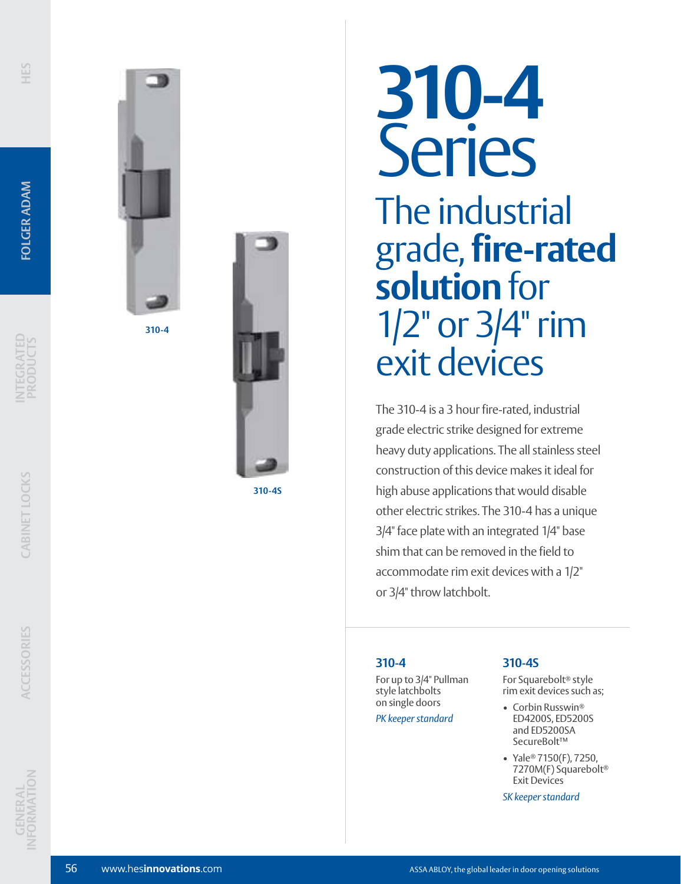310-4

310-4S

# 310-4 Series

## The industrial grade, **fire-rated solution** for 1/2" or 3/4" rim exit devices

The 310-4 is a 3 hour fire-rated, industrial grade electric strike designed for extreme heavy duty applications. The all stainless steel construction of this device makes it ideal for high abuse applications that would disable other electric strikes. The 310-4 has a unique 3/4" face plate with an integrated 1/4" base shim that can be removed in the field to accommodate rim exit devices with a 1/2" or 3/4" throw latchbolt.

### 310-4

For up to 3/4" Pullman style latchbolts on single doors

*PK keeper standard*

### 310-4S

For Squarebolt® style rim exit devices such as;

- Corbin Russwin® ED4200S, ED5200S and ED5200SA SecureBolt™
- Yale® 7150(F), 7250, 7270M(F) Squarebolt® Exit Devices

*SK keeper standard*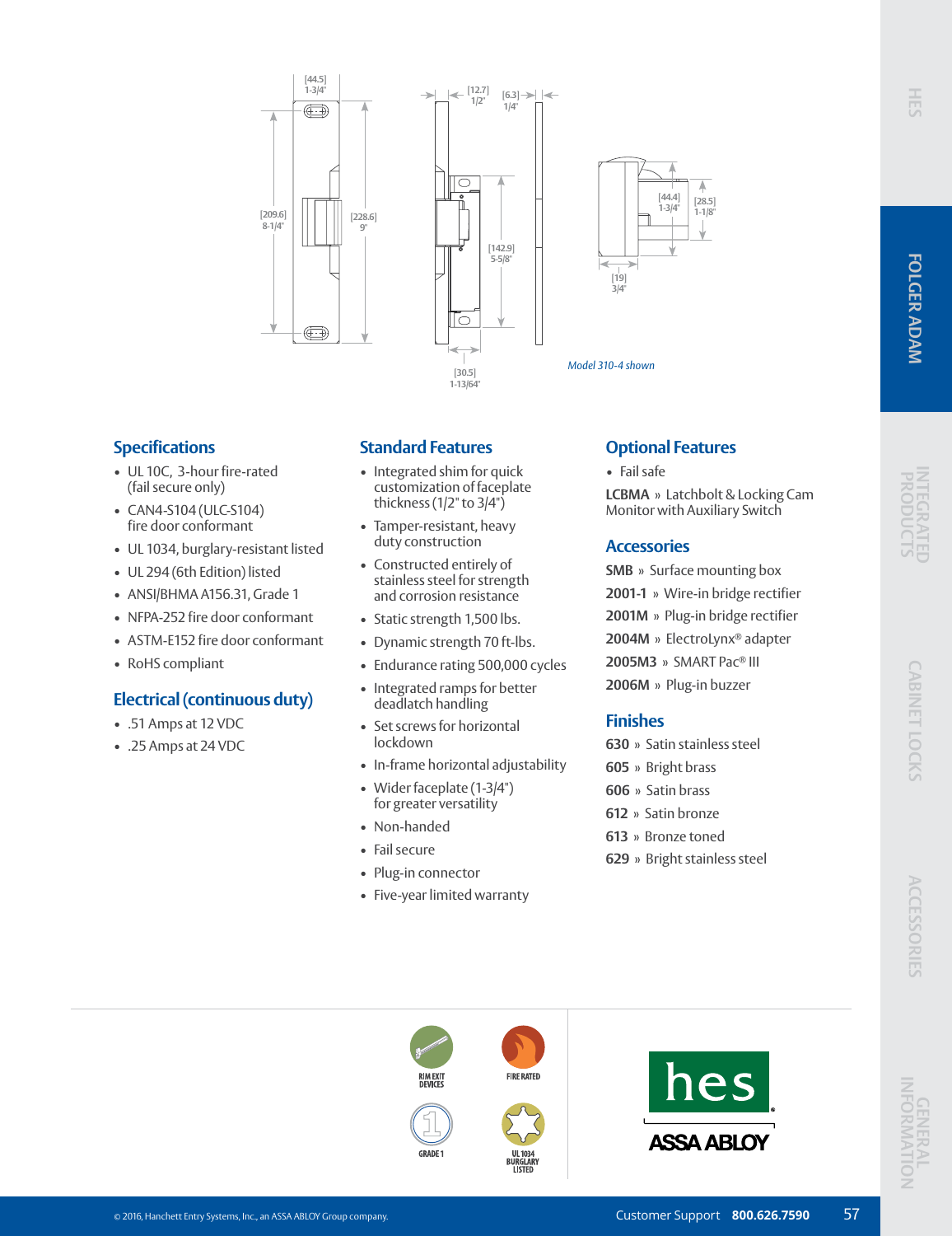[44.5]
1-3/4"

[209.6]
8-1/4"

[228.6]
9"

[12.7]
1/2"

[6.3]
1/4"

[142.9]
5-5/8"

[30.5]
1-13/64"

[44.4]
1-3/4"

[28.5]
1-1/8"

[19]
3/4"

*Model 310-4 shown*

## Specifications

- UL 10C, 3-hour fire-rated (fail secure only)
- CAN4-S104 (ULC-S104) fire door conformant
- UL 1034, burglary-resistant listed
- UL 294 (6th Edition) listed
- ANSI/BHMA A156.31, Grade 1
- NFPA-252 fire door conformant
- ASTM-E152 fire door conformant
- RoHS compliant

## Electrical (continuous duty)

- .51 Amps at 12 VDC
- .25 Amps at 24 VDC

## Standard Features

- Integrated shim for quick customization of faceplate thickness (1/2" to 3/4")
- Tamper-resistant, heavy duty construction
- Constructed entirely of stainless steel for strength and corrosion resistance
- Static strength 1,500 lbs.
- Dynamic strength 70 ft-lbs.
- Endurance rating 500,000 cycles
- Integrated ramps for better deadlatch handling
- Set screws for horizontal lockdown
- In-frame horizontal adjustability
- Wider faceplate (1-3/4") for greater versatility
- Non-handed
- Fail secure
- Plug-in connector
- Five-year limited warranty

## Optional Features

- Fail safe

**LCBMA** » Latchbolt & Locking Cam Monitor with Auxiliary Switch

## Accessories

**SMB** » Surface mounting box

**2001-1** » Wire-in bridge rectifier

**2001M** » Plug-in bridge rectifier

**2004M** » ElectroLynx® adapter

**2005M3** » SMART Pac® III

**2006M** » Plug-in buzzer

## Finishes

**630** » Satin stainless steel

**605** » Bright brass

**606** » Satin brass

**612** » Satin bronze

**613** » Bronze toned

**629** » Bright stainless steel

RIM EXIT DEVICES

FIRE RATED

GRADE 1

UL 1034 BURGLARY LISTED

hes ASSA ABLOY

© 2016, Hanchett Entry Systems, Inc., an ASSA ABLOY Group company.

Customer Support **800.626.7590**